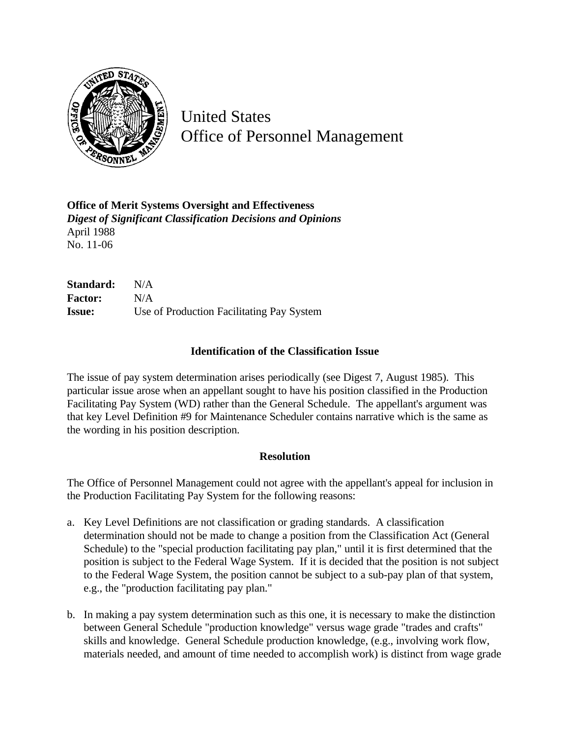United States
Office of Personnel Management

**Office of Merit Systems Oversight and Effectiveness**
***Digest of Significant Classification Decisions and Opinions***
April 1988
No. 11-06

**Standard:** N/A
**Factor:** N/A
**Issue:** Use of Production Facilitating Pay System

### Identification of the Classification Issue

The issue of pay system determination arises periodically (see Digest 7, August 1985). This particular issue arose when an appellant sought to have his position classified in the Production Facilitating Pay System (WD) rather than the General Schedule. The appellant's argument was that key Level Definition #9 for Maintenance Scheduler contains narrative which is the same as the wording in his position description.

### Resolution

The Office of Personnel Management could not agree with the appellant's appeal for inclusion in the Production Facilitating Pay System for the following reasons:

a. Key Level Definitions are not classification or grading standards. A classification determination should not be made to change a position from the Classification Act (General Schedule) to the "special production facilitating pay plan," until it is first determined that the position is subject to the Federal Wage System. If it is decided that the position is not subject to the Federal Wage System, the position cannot be subject to a sub-pay plan of that system, e.g., the "production facilitating pay plan."

b. In making a pay system determination such as this one, it is necessary to make the distinction between General Schedule "production knowledge" versus wage grade "trades and crafts" skills and knowledge. General Schedule production knowledge, (e.g., involving work flow, materials needed, and amount of time needed to accomplish work) is distinct from wage grade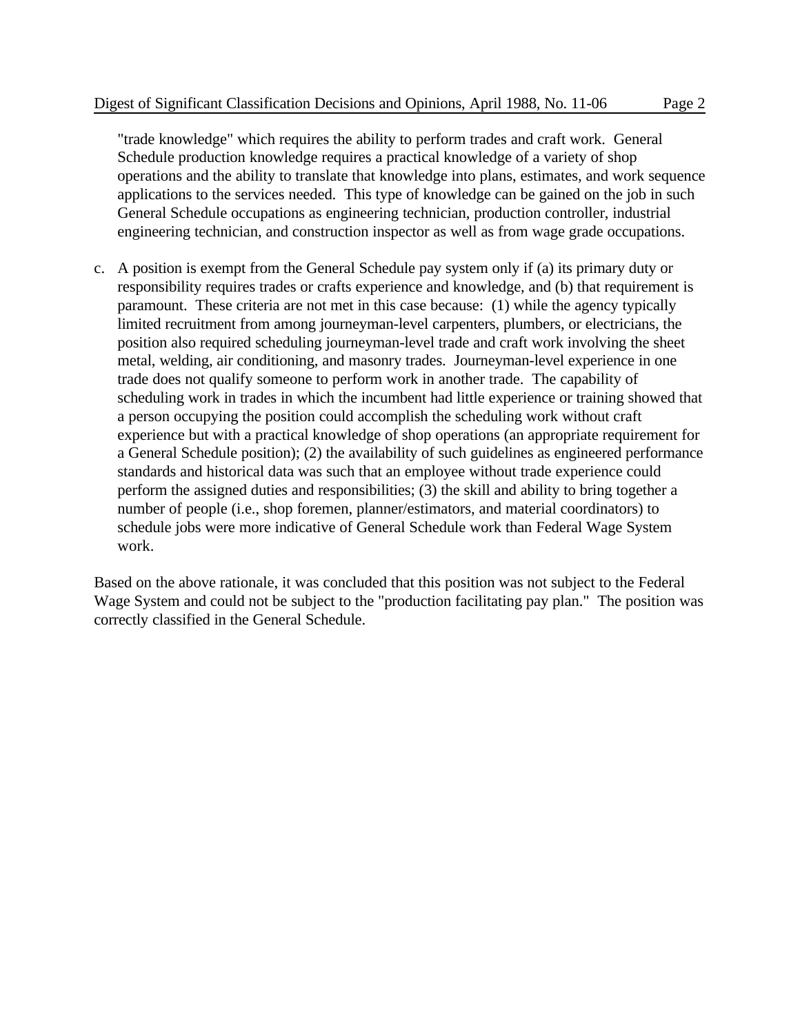"trade knowledge" which requires the ability to perform trades and craft work. General Schedule production knowledge requires a practical knowledge of a variety of shop operations and the ability to translate that knowledge into plans, estimates, and work sequence applications to the services needed. This type of knowledge can be gained on the job in such General Schedule occupations as engineering technician, production controller, industrial engineering technician, and construction inspector as well as from wage grade occupations.

c. A position is exempt from the General Schedule pay system only if (a) its primary duty or responsibility requires trades or crafts experience and knowledge, and (b) that requirement is paramount. These criteria are not met in this case because: (1) while the agency typically limited recruitment from among journeyman-level carpenters, plumbers, or electricians, the position also required scheduling journeyman-level trade and craft work involving the sheet metal, welding, air conditioning, and masonry trades. Journeyman-level experience in one trade does not qualify someone to perform work in another trade. The capability of scheduling work in trades in which the incumbent had little experience or training showed that a person occupying the position could accomplish the scheduling work without craft experience but with a practical knowledge of shop operations (an appropriate requirement for a General Schedule position); (2) the availability of such guidelines as engineered performance standards and historical data was such that an employee without trade experience could perform the assigned duties and responsibilities; (3) the skill and ability to bring together a number of people (i.e., shop foremen, planner/estimators, and material coordinators) to schedule jobs were more indicative of General Schedule work than Federal Wage System work.

Based on the above rationale, it was concluded that this position was not subject to the Federal Wage System and could not be subject to the "production facilitating pay plan." The position was correctly classified in the General Schedule.